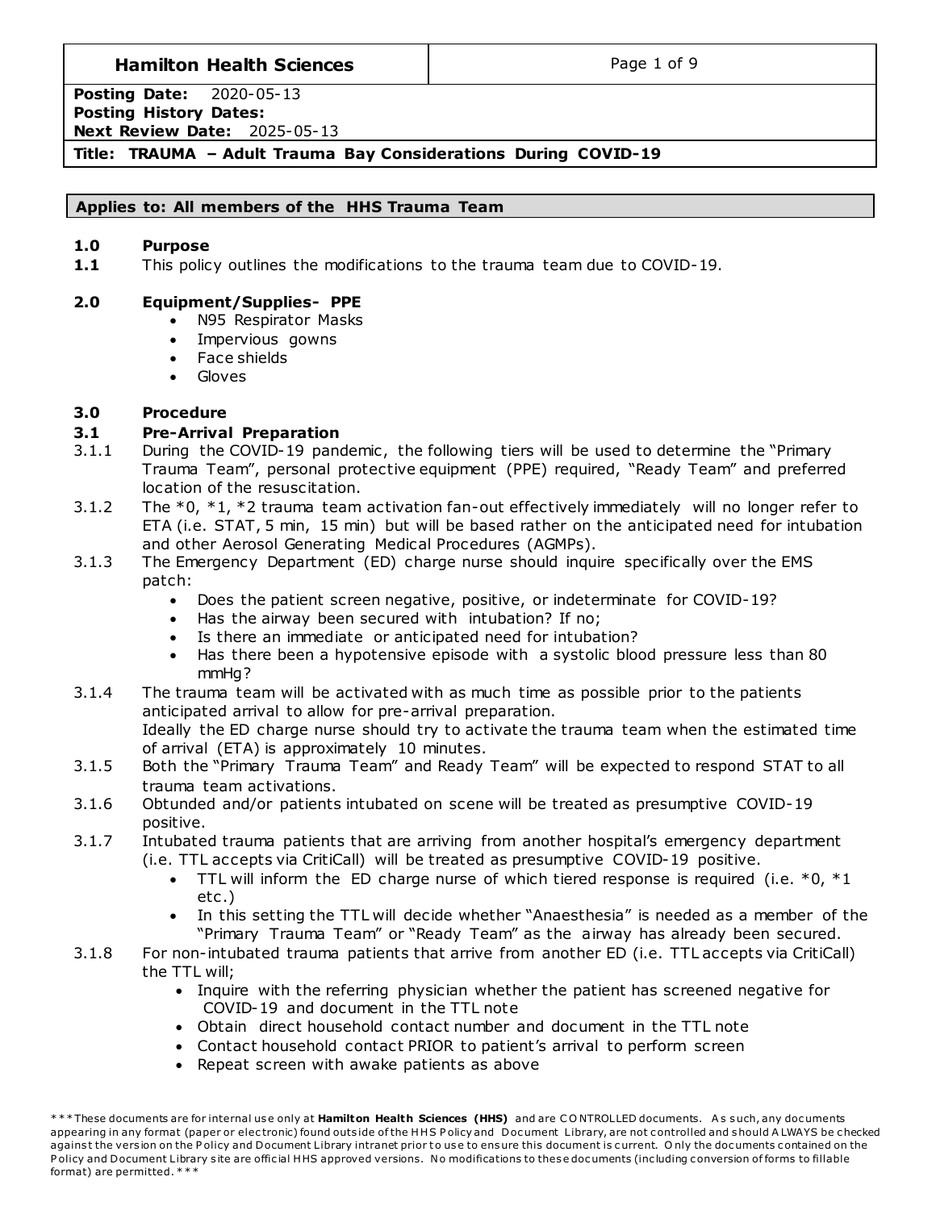| **Hamilton Health Sciences** | |
|---|---|
| **Posting Date:** 2020-05-13 | |
| **Posting History Dates:** | |
| **Next Review Date:** 2025-05-13 | |
| **Title: TRAUMA – Adult Trauma Bay Considerations During COVID-19** | |

**Applies to: All members of the HHS Trauma Team**

## 1.0 Purpose

**1.1** This policy outlines the modifications to the trauma team due to COVID-19.

## 2.0 Equipment/Supplies- PPE

- N95 Respirator Masks
- Impervious gowns
- Face shields
- Gloves

## 3.0 Procedure

### 3.1 Pre-Arrival Preparation

3.1.1 During the COVID-19 pandemic, the following tiers will be used to determine the "Primary Trauma Team", personal protective equipment (PPE) required, "Ready Team" and preferred location of the resuscitation.

3.1.2 The *0, *1, *2 trauma team activation fan-out effectively immediately will no longer refer to ETA (i.e. STAT, 5 min, 15 min) but will be based rather on the anticipated need for intubation and other Aerosol Generating Medical Procedures (AGMPs).

3.1.3 The Emergency Department (ED) charge nurse should inquire specifically over the EMS patch:

- Does the patient screen negative, positive, or indeterminate for COVID-19?
- Has the airway been secured with intubation? If no;
- Is there an immediate or anticipated need for intubation?
- Has there been a hypotensive episode with a systolic blood pressure less than 80 mmHg?

3.1.4 The trauma team will be activated with as much time as possible prior to the patients anticipated arrival to allow for pre-arrival preparation.
Ideally the ED charge nurse should try to activate the trauma team when the estimated time of arrival (ETA) is approximately 10 minutes.

3.1.5 Both the "Primary Trauma Team" and Ready Team" will be expected to respond STAT to all trauma team activations.

3.1.6 Obtunded and/or patients intubated on scene will be treated as presumptive COVID-19 positive.

3.1.7 Intubated trauma patients that are arriving from another hospital's emergency department (i.e. TTL accepts via CritiCall) will be treated as presumptive COVID-19 positive.

- TTL will inform the ED charge nurse of which tiered response is required (i.e. *0, *1 etc.)
- In this setting the TTL will decide whether "Anaesthesia" is needed as a member of the "Primary Trauma Team" or "Ready Team" as the airway has already been secured.

3.1.8 For non-intubated trauma patients that arrive from another ED (i.e. TTL accepts via CritiCall) the TTL will;

- Inquire with the referring physician whether the patient has screened negative for COVID-19 and document in the TTL note
- Obtain direct household contact number and document in the TTL note
- Contact household contact PRIOR to patient's arrival to perform screen
- Repeat screen with awake patients as above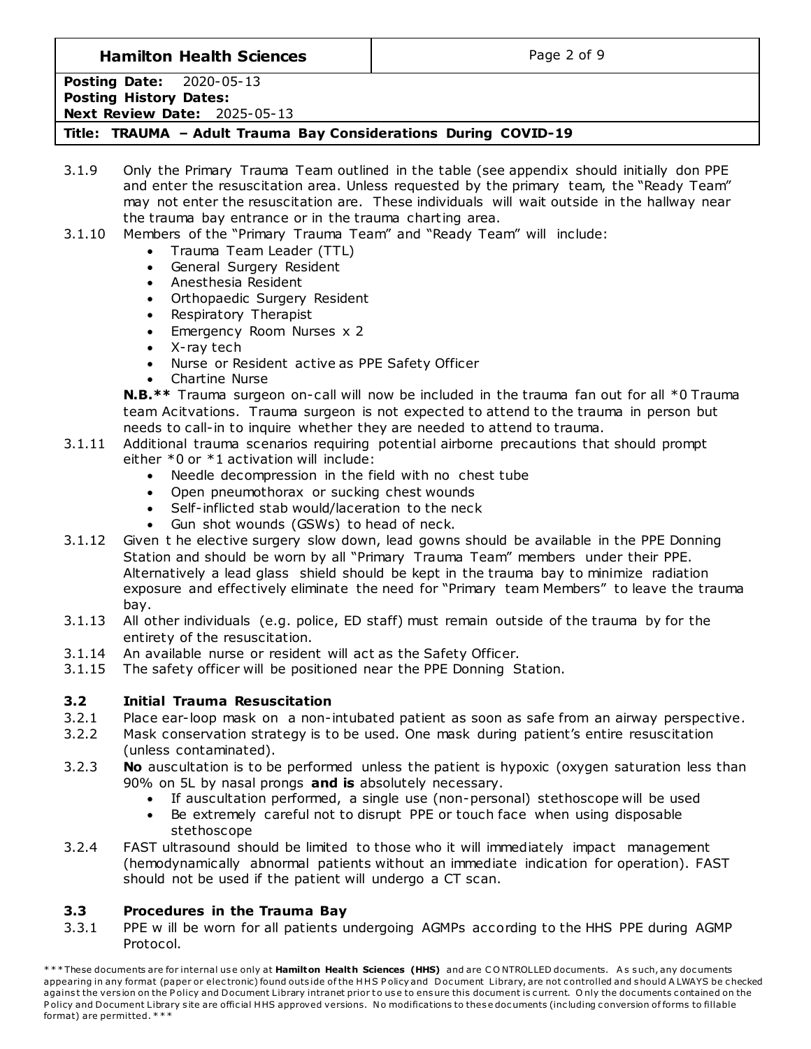3.1.9 Only the Primary Trauma Team outlined in the table (see appendix should initially don PPE and enter the resuscitation area. Unless requested by the primary team, the "Ready Team" may not enter the resuscitation are. These individuals will wait outside in the hallway near the trauma bay entrance or in the trauma charting area.

3.1.10 Members of the "Primary Trauma Team" and "Ready Team" will include:

- Trauma Team Leader (TTL)
- General Surgery Resident
- Anesthesia Resident
- Orthopaedic Surgery Resident
- Respiratory Therapist
- Emergency Room Nurses x 2
- X-ray tech
- Nurse or Resident active as PPE Safety Officer
- Chartine Nurse

**N.B.**** Trauma surgeon on-call will now be included in the trauma fan out for all *0 Trauma team Acitvations. Trauma surgeon is not expected to attend to the trauma in person but needs to call-in to inquire whether they are needed to attend to trauma.

3.1.11 Additional trauma scenarios requiring potential airborne precautions that should prompt either *0 or *1 activation will include:

- Needle decompression in the field with no chest tube
- Open pneumothorax or sucking chest wounds
- Self-inflicted stab would/laceration to the neck
- Gun shot wounds (GSWs) to head of neck.

3.1.12 Given t he elective surgery slow down, lead gowns should be available in the PPE Donning Station and should be worn by all "Primary Trauma Team" members under their PPE. Alternatively a lead glass shield should be kept in the trauma bay to minimize radiation exposure and effectively eliminate the need for "Primary team Members" to leave the trauma bay.

3.1.13 All other individuals (e.g. police, ED staff) must remain outside of the trauma by for the entirety of the resuscitation.

3.1.14 An available nurse or resident will act as the Safety Officer.

3.1.15 The safety officer will be positioned near the PPE Donning Station.

### 3.2 Initial Trauma Resuscitation

3.2.1 Place ear-loop mask on a non-intubated patient as soon as safe from an airway perspective.

3.2.2 Mask conservation strategy is to be used. One mask during patient's entire resuscitation (unless contaminated).

3.2.3 **No** auscultation is to be performed unless the patient is hypoxic (oxygen saturation less than 90% on 5L by nasal prongs **and is** absolutely necessary.

- If auscultation performed, a single use (non-personal) stethoscope will be used
- Be extremely careful not to disrupt PPE or touch face when using disposable stethoscope

3.2.4 FAST ultrasound should be limited to those who it will immediately impact management (hemodynamically abnormal patients without an immediate indication for operation). FAST should not be used if the patient will undergo a CT scan.

### 3.3 Procedures in the Trauma Bay

3.3.1 PPE w ill be worn for all patients undergoing AGMPs according to the HHS PPE during AGMP Protocol.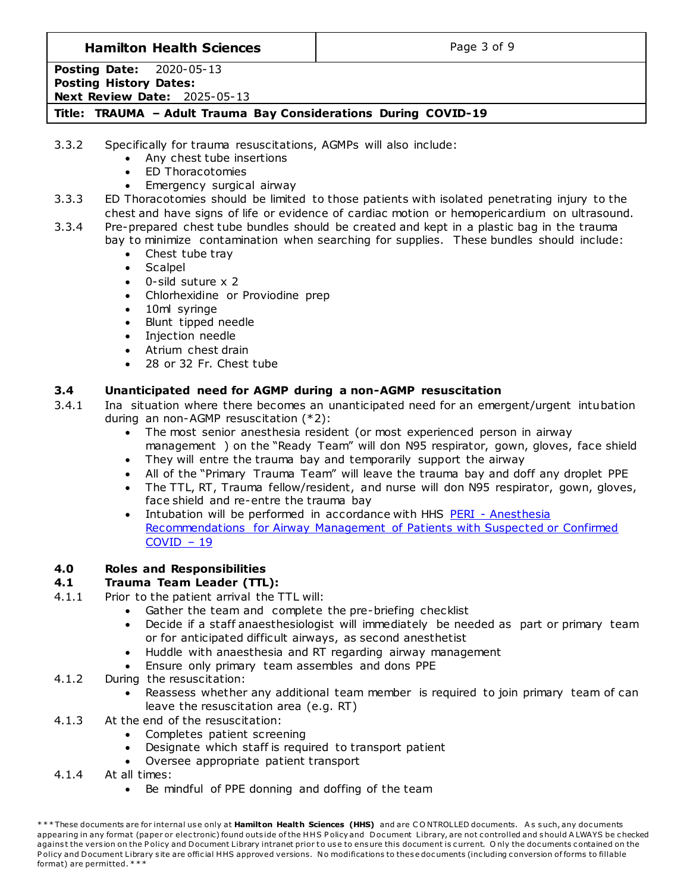3.3.2 Specifically for trauma resuscitations, AGMPs will also include:

- Any chest tube insertions
- ED Thoracotomies
- Emergency surgical airway

3.3.3 ED Thoracotomies should be limited to those patients with isolated penetrating injury to the chest and have signs of life or evidence of cardiac motion or hemopericardium on ultrasound.

3.3.4 Pre-prepared chest tube bundles should be created and kept in a plastic bag in the trauma bay to minimize contamination when searching for supplies. These bundles should include:

- Chest tube tray
- Scalpel
- 0-sild suture x 2
- Chlorhexidine or Proviodine prep
- 10ml syringe
- Blunt tipped needle
- Injection needle
- Atrium chest drain
- 28 or 32 Fr. Chest tube

### 3.4 Unanticipated need for AGMP during a non-AGMP resuscitation

3.4.1 Ina situation where there becomes an unanticipated need for an emergent/urgent intubation during an non-AGMP resuscitation (*2):

- The most senior anesthesia resident (or most experienced person in airway management ) on the "Ready Team" will don N95 respirator, gown, gloves, face shield
- They will entre the trauma bay and temporarily support the airway
- All of the "Primary Trauma Team" will leave the trauma bay and doff any droplet PPE
- The TTL, RT, Trauma fellow/resident, and nurse will don N95 respirator, gown, gloves, face shield and re-entre the trauma bay
- Intubation will be performed in accordance with HHS PERI - Anesthesia Recommendations for Airway Management of Patients with Suspected or Confirmed COVID – 19

## 4.0 Roles and Responsibilities

### 4.1 Trauma Team Leader (TTL):

4.1.1 Prior to the patient arrival the TTL will:

- Gather the team and complete the pre-briefing checklist
- Decide if a staff anaesthesiologist will immediately be needed as part or primary team or for anticipated difficult airways, as second anesthetist
- Huddle with anaesthesia and RT regarding airway management
- Ensure only primary team assembles and dons PPE

4.1.2 During the resuscitation:

- Reassess whether any additional team member is required to join primary team of can leave the resuscitation area (e.g. RT)

4.1.3 At the end of the resuscitation:

- Completes patient screening
- Designate which staff is required to transport patient
- Oversee appropriate patient transport

4.1.4 At all times:

- Be mindful of PPE donning and doffing of the team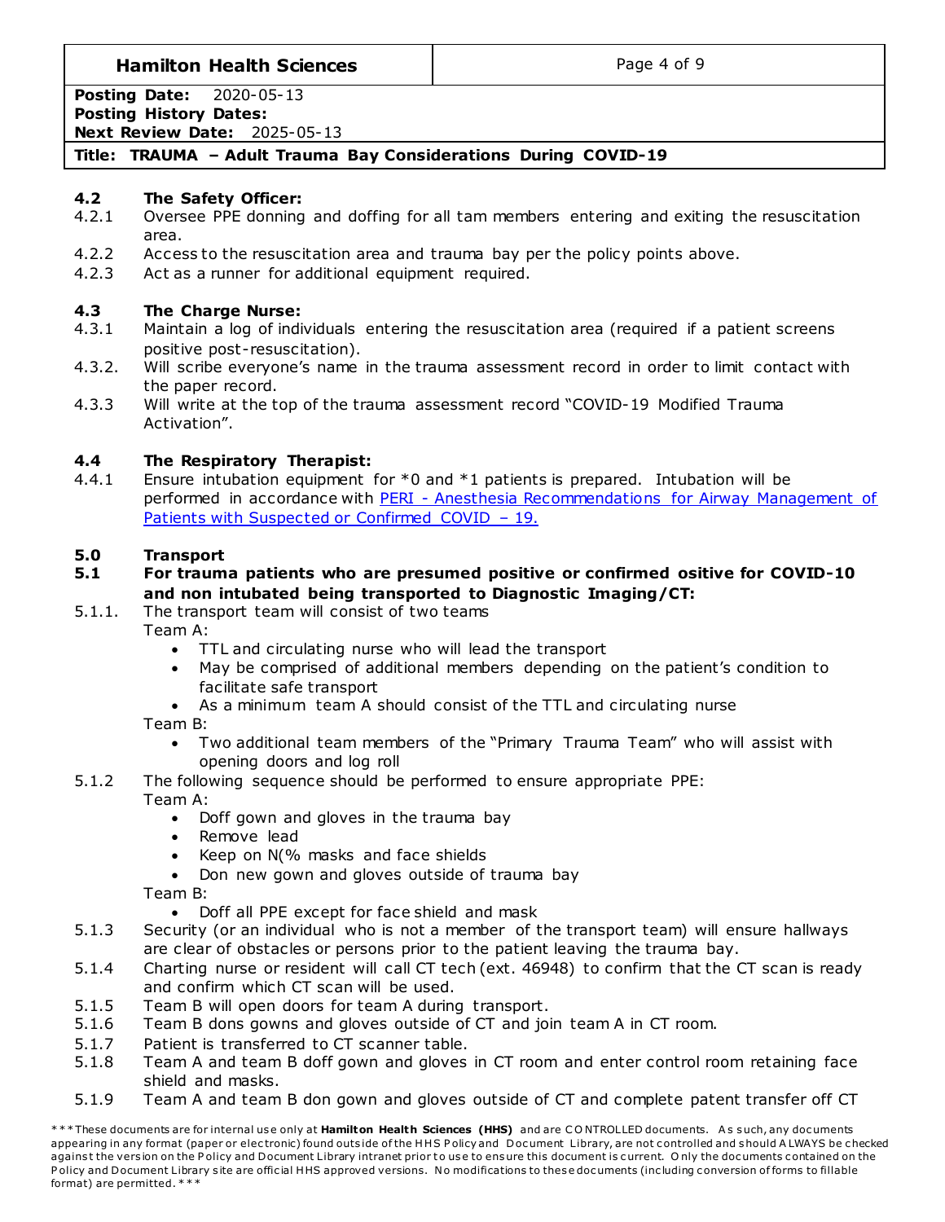### 4.2 The Safety Officer:

4.2.1 Oversee PPE donning and doffing for all tam members entering and exiting the resuscitation area.

4.2.2 Access to the resuscitation area and trauma bay per the policy points above.

4.2.3 Act as a runner for additional equipment required.

### 4.3 The Charge Nurse:

4.3.1 Maintain a log of individuals entering the resuscitation area (required if a patient screens positive post-resuscitation).

4.3.2. Will scribe everyone's name in the trauma assessment record in order to limit contact with the paper record.

4.3.3 Will write at the top of the trauma assessment record "COVID-19 Modified Trauma Activation".

### 4.4 The Respiratory Therapist:

4.4.1 Ensure intubation equipment for *0 and *1 patients is prepared. Intubation will be performed in accordance with [PERI - Anesthesia Recommendations for Airway Management of Patients with Suspected or Confirmed COVID – 19.]()

## 5.0 Transport

### 5.1 For trauma patients who are presumed positive or confirmed ositive for COVID-10 and non intubated being transported to Diagnostic Imaging/CT:

5.1.1. The transport team will consist of two teams

Team A:

- TTL and circulating nurse who will lead the transport
- May be comprised of additional members depending on the patient's condition to facilitate safe transport
- As a minimum team A should consist of the TTL and circulating nurse

Team B:

- Two additional team members of the "Primary Trauma Team" who will assist with opening doors and log roll

5.1.2 The following sequence should be performed to ensure appropriate PPE:

Team A:

- Doff gown and gloves in the trauma bay
- Remove lead
- Keep on N(% masks and face shields
- Don new gown and gloves outside of trauma bay

Team B:

- Doff all PPE except for face shield and mask

5.1.3 Security (or an individual who is not a member of the transport team) will ensure hallways are clear of obstacles or persons prior to the patient leaving the trauma bay.

5.1.4 Charting nurse or resident will call CT tech (ext. 46948) to confirm that the CT scan is ready and confirm which CT scan will be used.

5.1.5 Team B will open doors for team A during transport.

5.1.6 Team B dons gowns and gloves outside of CT and join team A in CT room.

5.1.7 Patient is transferred to CT scanner table.

5.1.8 Team A and team B doff gown and gloves in CT room and enter control room retaining face shield and masks.

5.1.9 Team A and team B don gown and gloves outside of CT and complete patent transfer off CT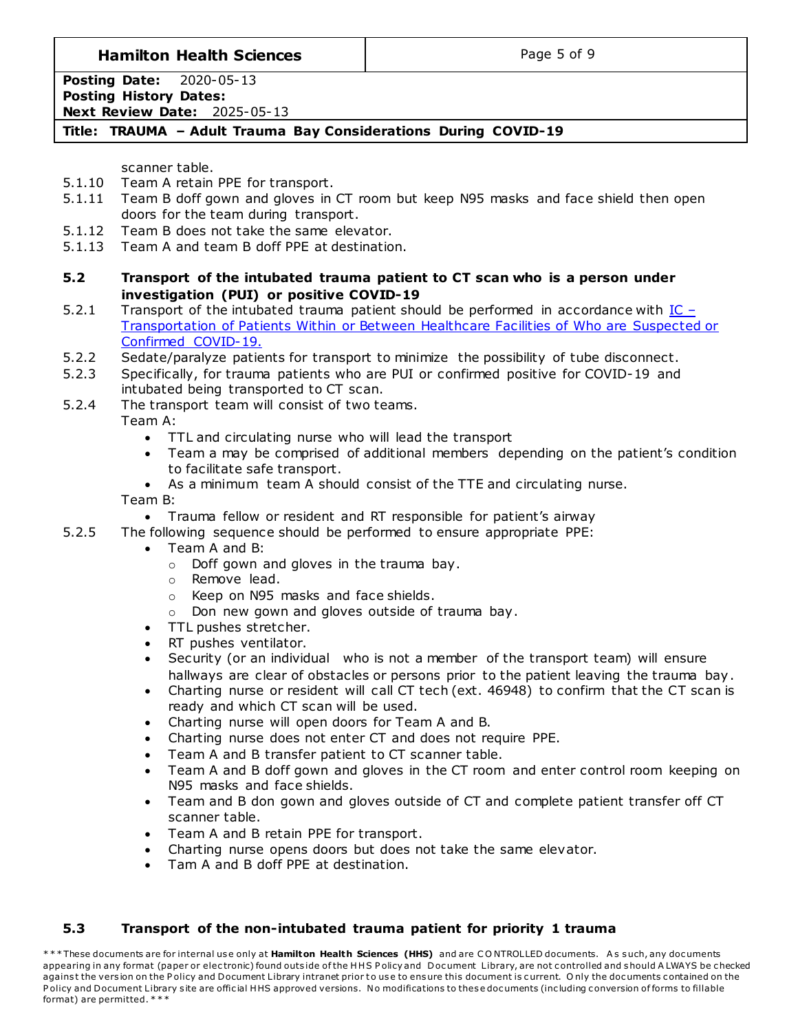scanner table.

5.1.10 Team A retain PPE for transport.

5.1.11 Team B doff gown and gloves in CT room but keep N95 masks and face shield then open doors for the team during transport.

5.1.12 Team B does not take the same elevator.

5.1.13 Team A and team B doff PPE at destination.

### 5.2 Transport of the intubated trauma patient to CT scan who is a person under investigation (PUI) or positive COVID-19

5.2.1 Transport of the intubated trauma patient should be performed in accordance with [IC – Transportation of Patients Within or Between Healthcare Facilities of Who are Suspected or Confirmed COVID-19.]()

5.2.2 Sedate/paralyze patients for transport to minimize the possibility of tube disconnect.

5.2.3 Specifically, for trauma patients who are PUI or confirmed positive for COVID-19 and intubated being transported to CT scan.

5.2.4 The transport team will consist of two teams.

Team A:

- TTL and circulating nurse who will lead the transport
- Team a may be comprised of additional members depending on the patient's condition to facilitate safe transport.
- As a minimum team A should consist of the TTE and circulating nurse.

Team B:

- Trauma fellow or resident and RT responsible for patient's airway

5.2.5 The following sequence should be performed to ensure appropriate PPE:

- Team A and B:
  - Doff gown and gloves in the trauma bay.
  - Remove lead.
  - Keep on N95 masks and face shields.
  - Don new gown and gloves outside of trauma bay.
- TTL pushes stretcher.
- RT pushes ventilator.
- Security (or an individual who is not a member of the transport team) will ensure hallways are clear of obstacles or persons prior to the patient leaving the trauma bay.
- Charting nurse or resident will call CT tech (ext. 46948) to confirm that the CT scan is ready and which CT scan will be used.
- Charting nurse will open doors for Team A and B.
- Charting nurse does not enter CT and does not require PPE.
- Team A and B transfer patient to CT scanner table.
- Team A and B doff gown and gloves in the CT room and enter control room keeping on N95 masks and face shields.
- Team and B don gown and gloves outside of CT and complete patient transfer off CT scanner table.
- Team A and B retain PPE for transport.
- Charting nurse opens doors but does not take the same elevator.
- Tam A and B doff PPE at destination.

### 5.3 Transport of the non-intubated trauma patient for priority 1 trauma

\*\*\*These documents are for internal use only at **Hamilton Health Sciences (HHS)** and are CONTROLLED documents. As such, any documents appearing in any format (paper or electronic) found outside of the HHS Policy and Document Library, are not controlled and should ALWAYS be checked against the version on the Policy and Document Library intranet prior to use to ensure this document is current. Only the documents contained on the Policy and Document Library site are official HHS approved versions. No modifications to these documents (including conversion of forms to fillable format) are permitted.\*\*\*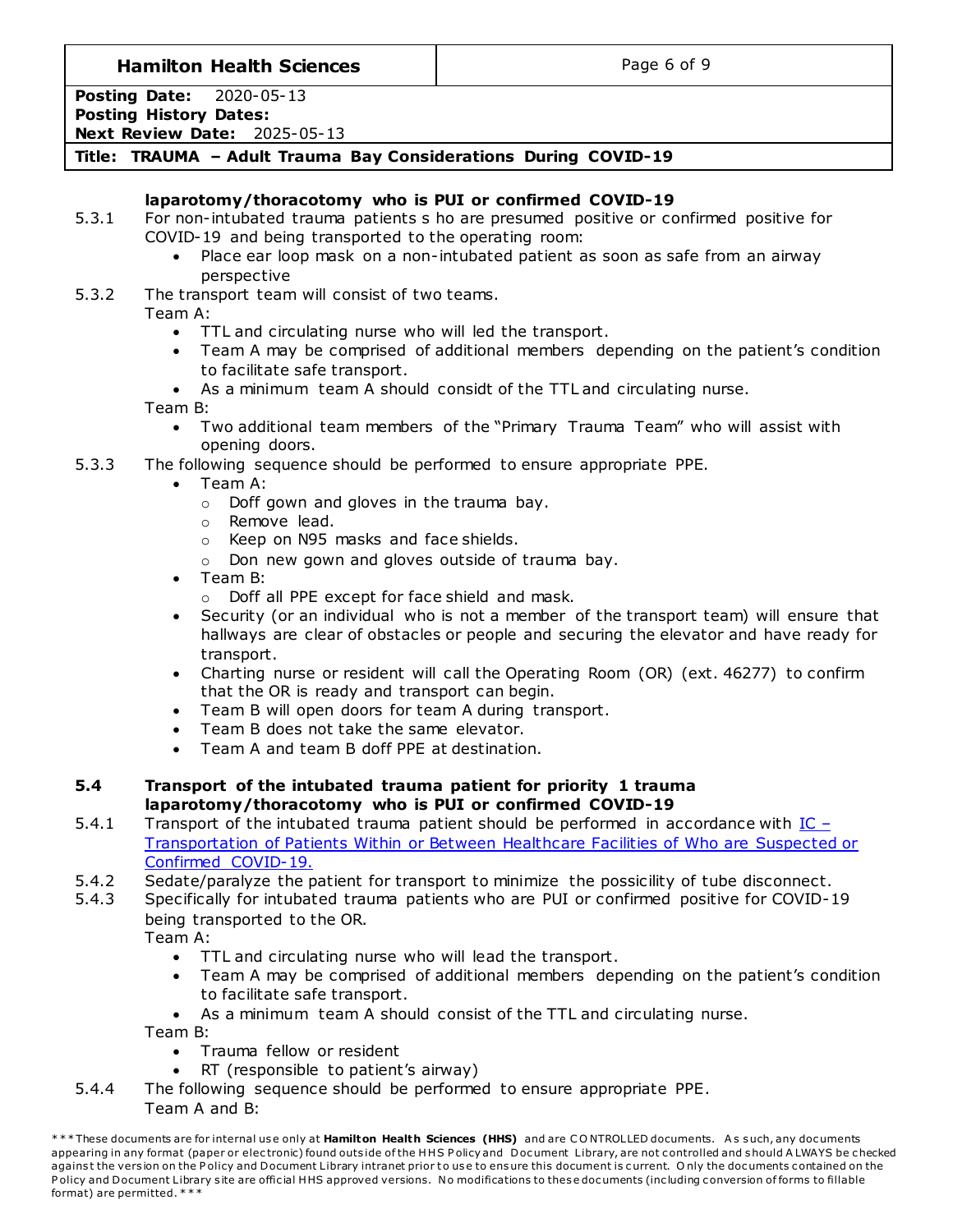**laparotomy/thoracotomy who is PUI or confirmed COVID-19**

5.3.1 For non-intubated trauma patients s ho are presumed positive or confirmed positive for COVID-19 and being transported to the operating room:
- Place ear loop mask on a non-intubated patient as soon as safe from an airway perspective

5.3.2 The transport team will consist of two teams.

Team A:
- TTL and circulating nurse who will led the transport.
- Team A may be comprised of additional members depending on the patient's condition to facilitate safe transport.
- As a minimum team A should considt of the TTL and circulating nurse.

Team B:
- Two additional team members of the "Primary Trauma Team" who will assist with opening doors.

5.3.3 The following sequence should be performed to ensure appropriate PPE.
- Team A:
  - Doff gown and gloves in the trauma bay.
  - Remove lead.
  - Keep on N95 masks and face shields.
  - Don new gown and gloves outside of trauma bay.
- Team B:
  - Doff all PPE except for face shield and mask.
- Security (or an individual who is not a member of the transport team) will ensure that hallways are clear of obstacles or people and securing the elevator and have ready for transport.
- Charting nurse or resident will call the Operating Room (OR) (ext. 46277) to confirm that the OR is ready and transport can begin.
- Team B will open doors for team A during transport.
- Team B does not take the same elevator.
- Team A and team B doff PPE at destination.

## 5.4 Transport of the intubated trauma patient for priority 1 trauma laparotomy/thoracotomy who is PUI or confirmed COVID-19

5.4.1 Transport of the intubated trauma patient should be performed in accordance with [IC – Transportation of Patients Within or Between Healthcare Facilities of Who are Suspected or Confirmed COVID-19.]

5.4.2 Sedate/paralyze the patient for transport to minimize the possicility of tube disconnect.

5.4.3 Specifically for intubated trauma patients who are PUI or confirmed positive for COVID-19 being transported to the OR.

Team A:
- TTL and circulating nurse who will lead the transport.
- Team A may be comprised of additional members depending on the patient's condition to facilitate safe transport.
- As a minimum team A should consist of the TTL and circulating nurse.

Team B:
- Trauma fellow or resident
- RT (responsible to patient's airway)

5.4.4 The following sequence should be performed to ensure appropriate PPE.

Team A and B: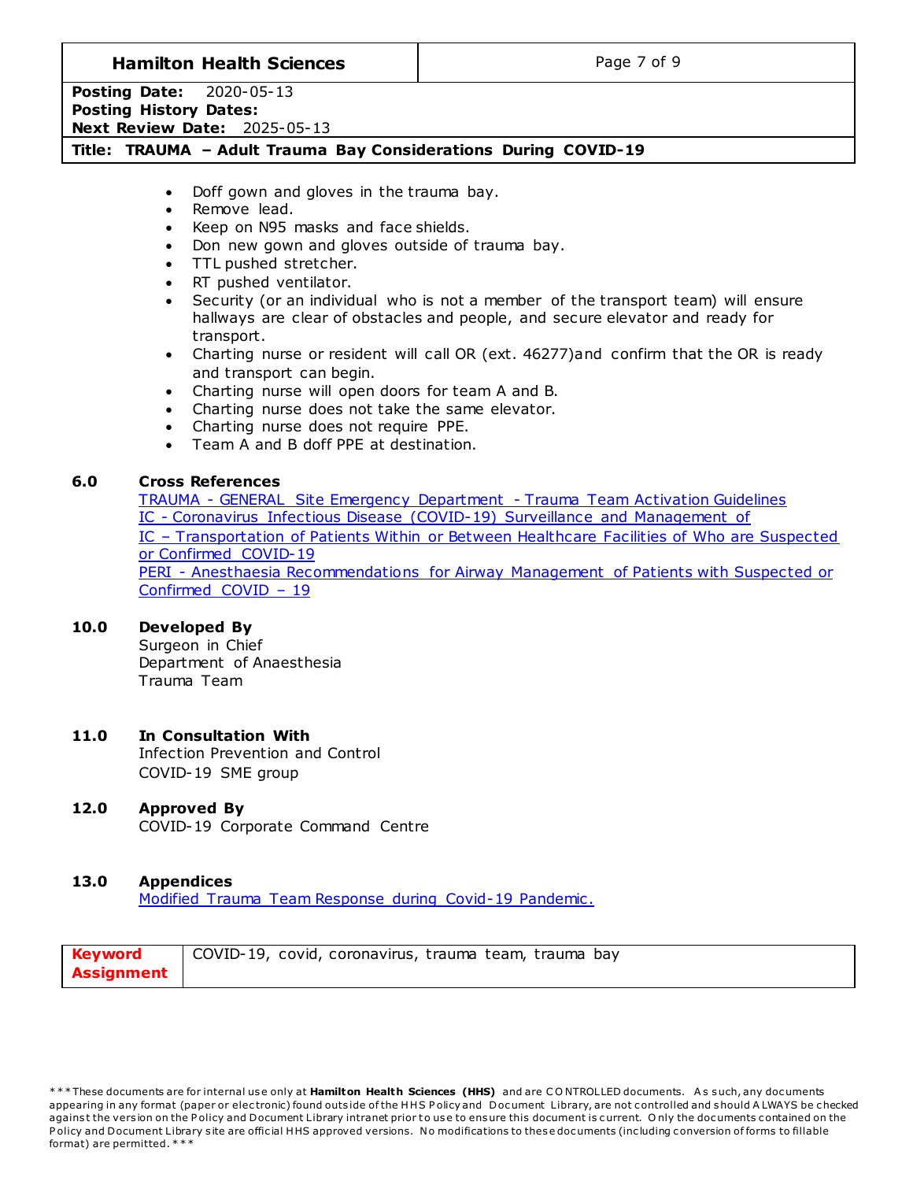- Doff gown and gloves in the trauma bay.
- Remove lead.
- Keep on N95 masks and face shields.
- Don new gown and gloves outside of trauma bay.
- TTL pushed stretcher.
- RT pushed ventilator.
- Security (or an individual who is not a member of the transport team) will ensure hallways are clear of obstacles and people, and secure elevator and ready for transport.
- Charting nurse or resident will call OR (ext. 46277)and confirm that the OR is ready and transport can begin.
- Charting nurse will open doors for team A and B.
- Charting nurse does not take the same elevator.
- Charting nurse does not require PPE.
- Team A and B doff PPE at destination.

## 6.0 Cross References

TRAUMA - GENERAL Site Emergency Department - Trauma Team Activation Guidelines
IC - Coronavirus Infectious Disease (COVID-19) Surveillance and Management of
IC – Transportation of Patients Within or Between Healthcare Facilities of Who are Suspected or Confirmed COVID-19
PERI - Anesthaesia Recommendations for Airway Management of Patients with Suspected or Confirmed COVID – 19

## 10.0 Developed By

Surgeon in Chief
Department of Anaesthesia
Trauma Team

## 11.0 In Consultation With

Infection Prevention and Control
COVID-19 SME group

## 12.0 Approved By

COVID-19 Corporate Command Centre

## 13.0 Appendices

Modified Trauma Team Response during Covid-19 Pandemic.

| **Keyword Assignment** | COVID-19, covid, coronavirus, trauma team, trauma bay |
|---|---|

***These documents are for internal use only at **Hamilton Health Sciences (HHS)** and are CONTROLLED documents. As such, any documents appearing in any format (paper or electronic) found outside of the HHS Policy and Document Library, are not controlled and should ALWAYS be checked against the version on the Policy and Document Library intranet prior to use to ensure this document is current. Only the documents contained on the Policy and Document Library site are official HHS approved versions. No modifications to these documents (including conversion of forms to fillable format) are permitted.***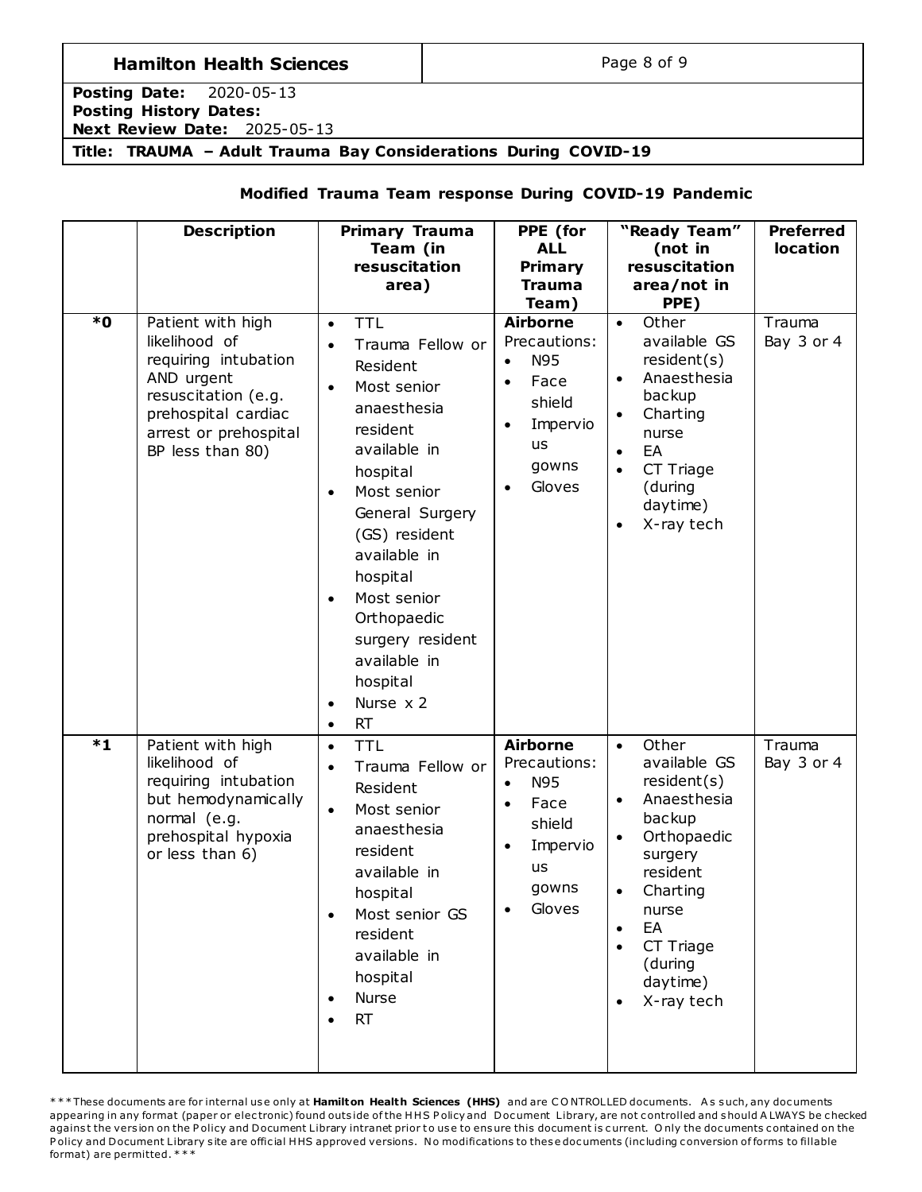## Modified Trauma Team response During COVID-19 Pandemic

| | Description | Primary Trauma Team (in resuscitation area) | PPE (for ALL Primary Trauma Team) | "Ready Team" (not in resuscitation area/not in PPE) | Preferred location |
|---|---|---|---|---|---|
| *0 | Patient with high likelihood of requiring intubation AND urgent resuscitation (e.g. prehospital cardiac arrest or prehospital BP less than 80) | • TTL<br>• Trauma Fellow or Resident<br>• Most senior anaesthesia resident available in hospital<br>• Most senior General Surgery (GS) resident available in hospital<br>• Most senior Orthopaedic surgery resident available in hospital<br>• Nurse x 2<br>• RT | **Airborne** Precautions:<br>• N95<br>• Face shield<br>• Impervious gowns<br>• Gloves | • Other available GS resident(s)<br>• Anaesthesia backup<br>• Charting nurse<br>• EA<br>• CT Triage (during daytime)<br>• X-ray tech | Trauma Bay 3 or 4 |
| *1 | Patient with high likelihood of requiring intubation but hemodynamically normal (e.g. prehospital hypoxia or less than 6) | • TTL<br>• Trauma Fellow or Resident<br>• Most senior anaesthesia resident available in hospital<br>• Most senior GS resident available in hospital<br>• Nurse<br>• RT | **Airborne** Precautions:<br>• N95<br>• Face shield<br>• Impervious gowns<br>• Gloves | • Other available GS resident(s)<br>• Anaesthesia backup<br>• Orthopaedic surgery resident<br>• Charting nurse<br>• EA<br>• CT Triage (during daytime)<br>• X-ray tech | Trauma Bay 3 or 4 |

***These documents are for internal use only at **Hamilton Health Sciences (HHS)** and are CONTROLLED documents. As such, any documents appearing in any format (paper or electronic) found outside of the HHS Policy and Document Library, are not controlled and should ALWAYS be checked against the version on the Policy and Document Library intranet prior to use to ensure this document is current. Only the documents contained on the Policy and Document Library site are official HHS approved versions. No modifications to these documents (including conversion of forms to fillable format) are permitted.***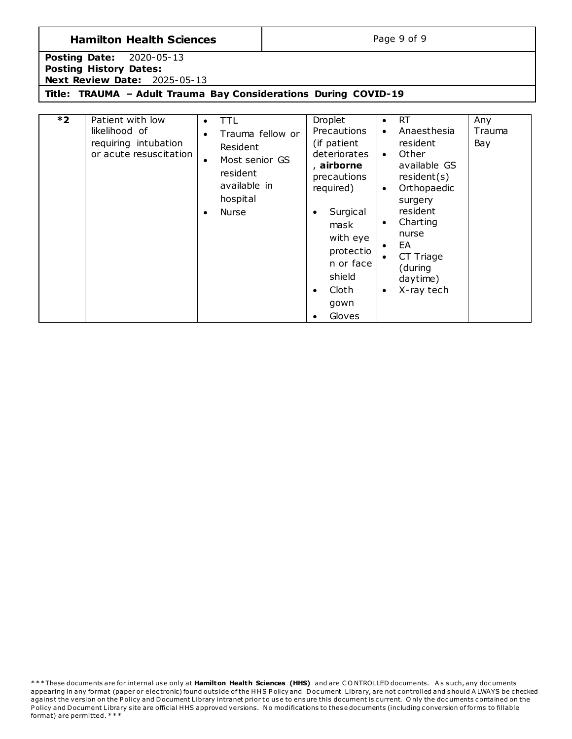| | | | | | |
|---|---|---|---|---|---|
| ***2** | Patient with low likelihood of requiring intubation or acute resuscitation | • TTL<br>• Trauma fellow or Resident<br>• Most senior GS resident available in hospital<br>• Nurse | Droplet Precautions (if patient deteriorates, **airborne** precautions required)<br><br>• Surgical mask with eye protection or face shield<br>• Cloth gown<br>• Gloves | • RT<br>• Anaesthesia resident<br>• Other available GS resident(s)<br>• Orthopaedic surgery resident<br>• Charting nurse<br>• EA<br>• CT Triage (during daytime)<br>• X-ray tech | Any Trauma Bay |

***These documents are for internal use only at **Hamilton Health Sciences (HHS)** and are CONTROLLED documents. As such, any documents appearing in any format (paper or electronic) found outside of the HHS Policy and Document Library, are not controlled and should ALWAYS be checked against the version on the Policy and Document Library intranet prior to use to ensure this document is current. Only the documents contained on the Policy and Document Library site are official HHS approved versions. No modifications to these documents (including conversion of forms to fillable format) are permitted.***